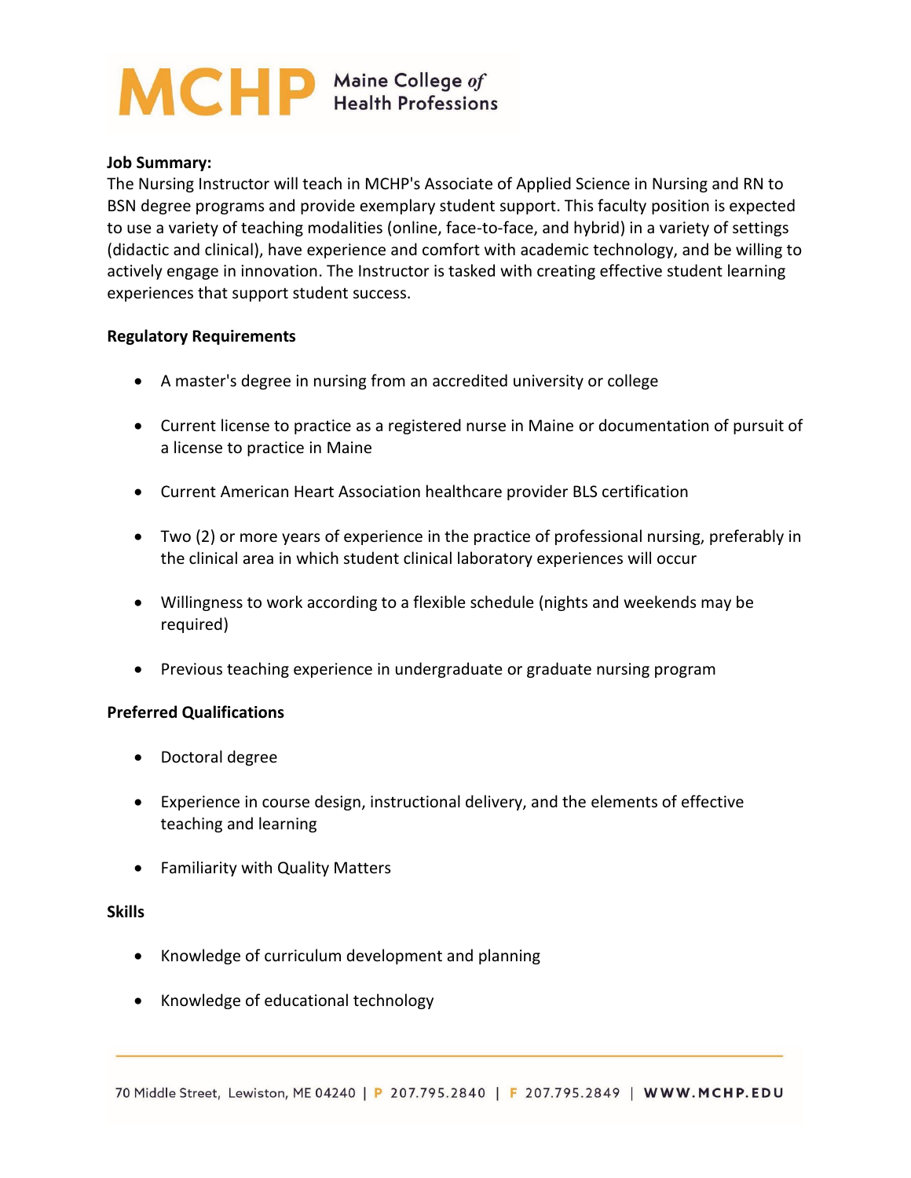# MCHP Maine College of Health Professions

**Job Summary:**

The Nursing Instructor will teach in MCHP's Associate of Applied Science in Nursing and RN to BSN degree programs and provide exemplary student support. This faculty position is expected to use a variety of teaching modalities (online, face-to-face, and hybrid) in a variety of settings (didactic and clinical), have experience and comfort with academic technology, and be willing to actively engage in innovation. The Instructor is tasked with creating effective student learning experiences that support student success.

**Regulatory Requirements**

- A master's degree in nursing from an accredited university or college
- Current license to practice as a registered nurse in Maine or documentation of pursuit of a license to practice in Maine
- Current American Heart Association healthcare provider BLS certification
- Two (2) or more years of experience in the practice of professional nursing, preferably in the clinical area in which student clinical laboratory experiences will occur
- Willingness to work according to a flexible schedule (nights and weekends may be required)
- Previous teaching experience in undergraduate or graduate nursing program

**Preferred Qualifications**

- Doctoral degree
- Experience in course design, instructional delivery, and the elements of effective teaching and learning
- Familiarity with Quality Matters

**Skills**

- Knowledge of curriculum development and planning
- Knowledge of educational technology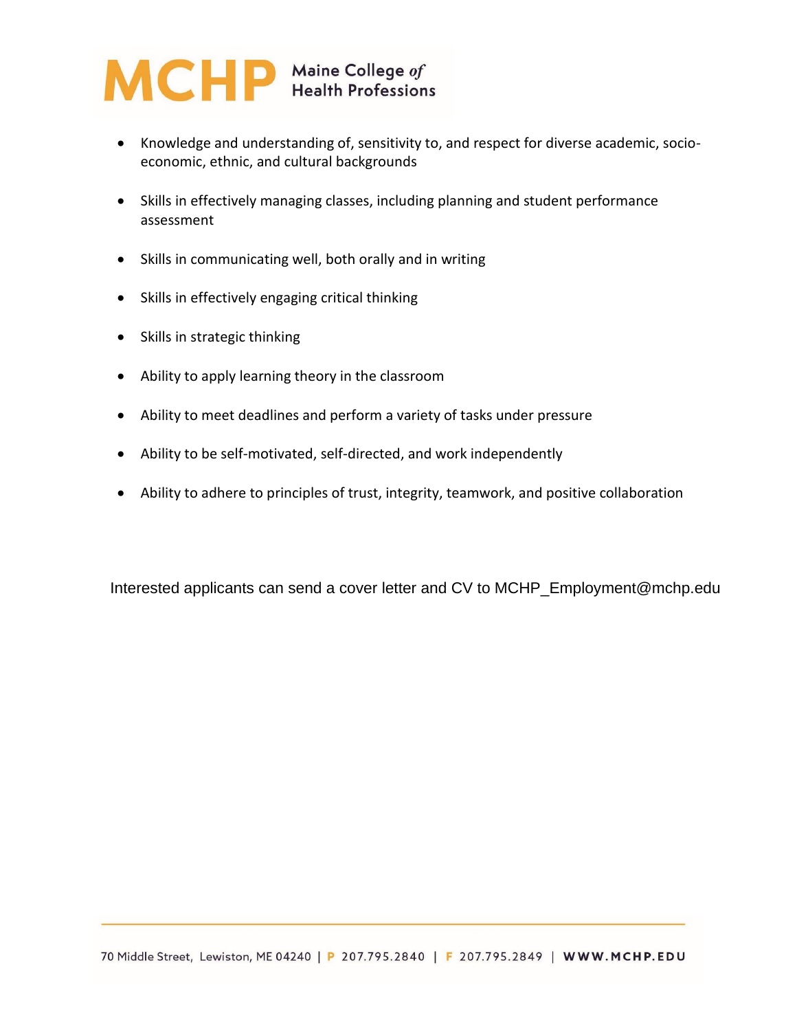- Knowledge and understanding of, sensitivity to, and respect for diverse academic, socio-economic, ethnic, and cultural backgrounds
- Skills in effectively managing classes, including planning and student performance assessment
- Skills in communicating well, both orally and in writing
- Skills in effectively engaging critical thinking
- Skills in strategic thinking
- Ability to apply learning theory in the classroom
- Ability to meet deadlines and perform a variety of tasks under pressure
- Ability to be self-motivated, self-directed, and work independently
- Ability to adhere to principles of trust, integrity, teamwork, and positive collaboration

Interested applicants can send a cover letter and CV to MCHP_Employment@mchp.edu